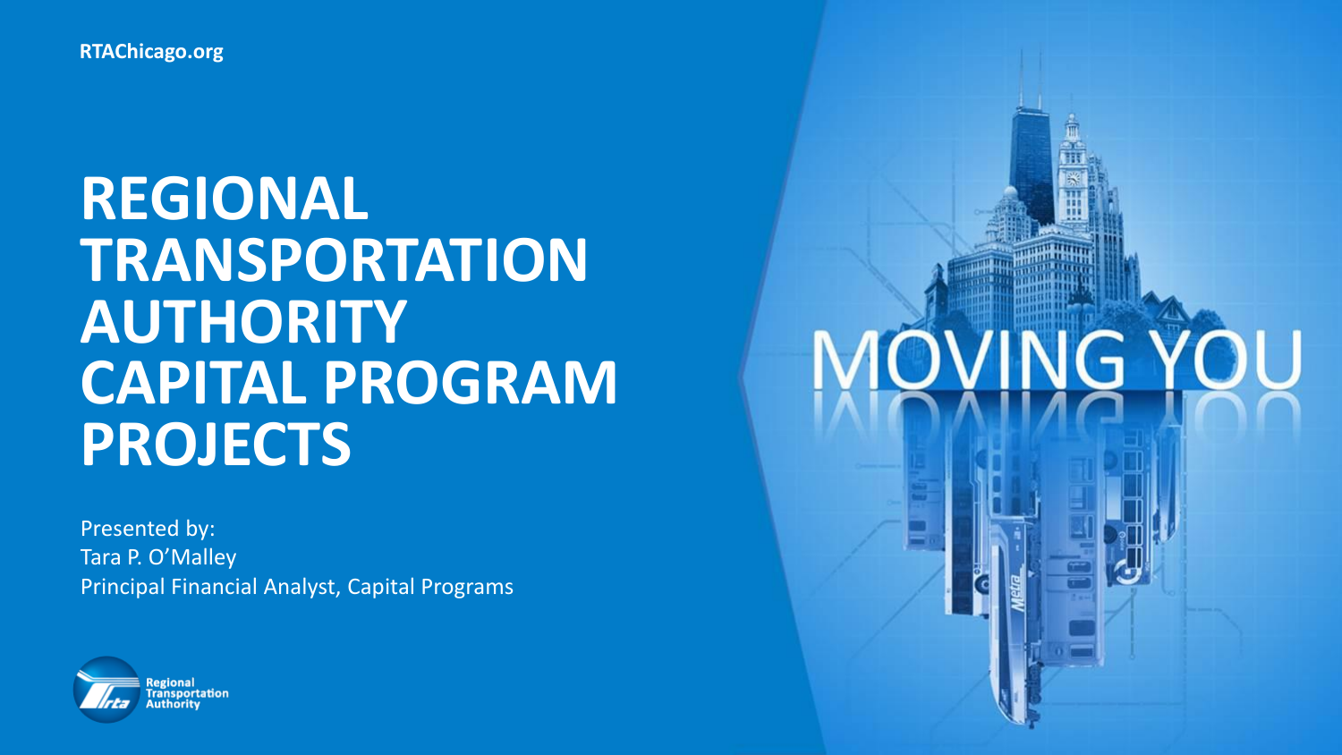RTAChicago.org

# REGIONAL TRANSPORTATION AUTHORITY CAPITAL PROGRAM PROJECTS

Presented by:
Tara P. O'Malley
Principal Financial Analyst, Capital Programs

Regional Transportation Authority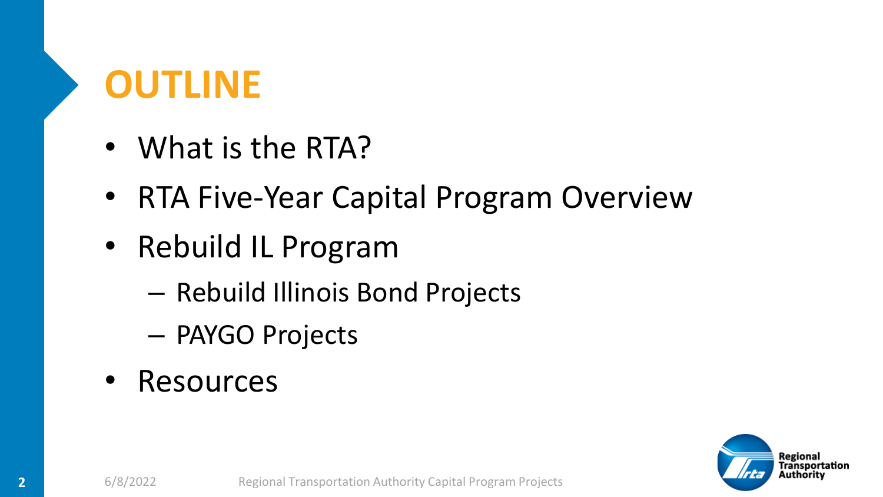# OUTLINE

- What is the RTA?
- RTA Five-Year Capital Program Overview
- Rebuild IL Program
  - Rebuild Illinois Bond Projects
  - PAYGO Projects
- Resources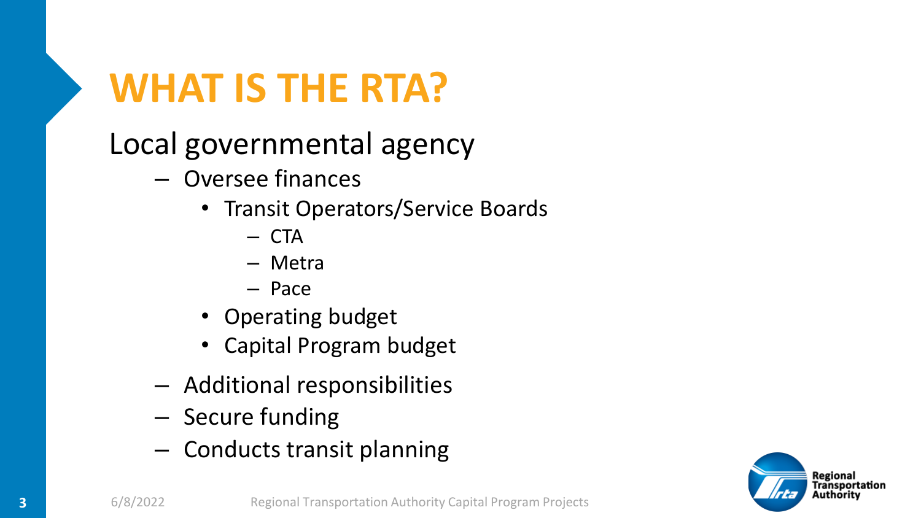# WHAT IS THE RTA?

Local governmental agency

- Oversee finances
  - Transit Operators/Service Boards
    - CTA
    - Metra
    - Pace
  - Operating budget
  - Capital Program budget
- Additional responsibilities
- Secure funding
- Conducts transit planning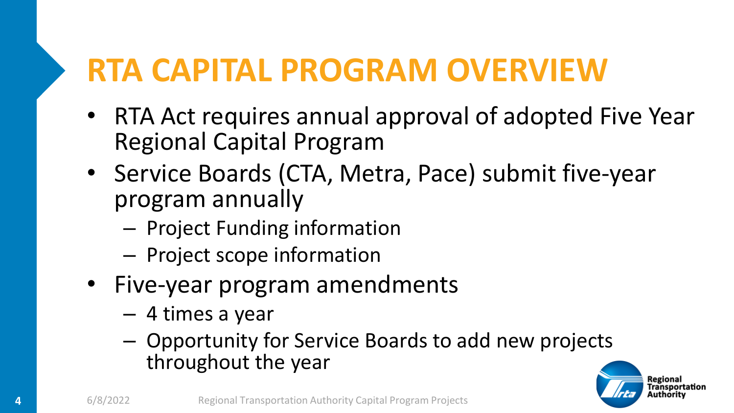# RTA CAPITAL PROGRAM OVERVIEW

- RTA Act requires annual approval of adopted Five Year Regional Capital Program
- Service Boards (CTA, Metra, Pace) submit five-year program annually
  - Project Funding information
  - Project scope information
- Five-year program amendments
  - 4 times a year
  - Opportunity for Service Boards to add new projects throughout the year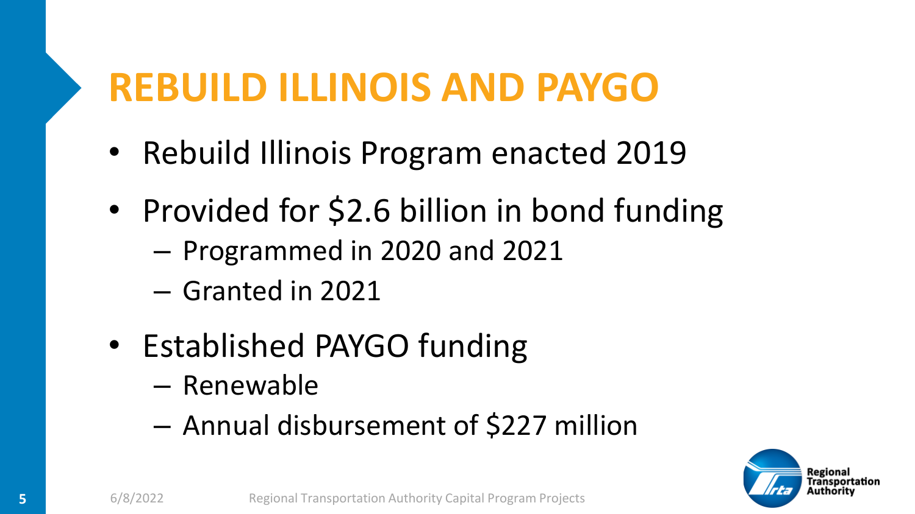# REBUILD ILLINOIS AND PAYGO

- Rebuild Illinois Program enacted 2019
- Provided for $2.6 billion in bond funding
  - Programmed in 2020 and 2021
  - Granted in 2021
- Established PAYGO funding
  - Renewable
  - Annual disbursement of $227 million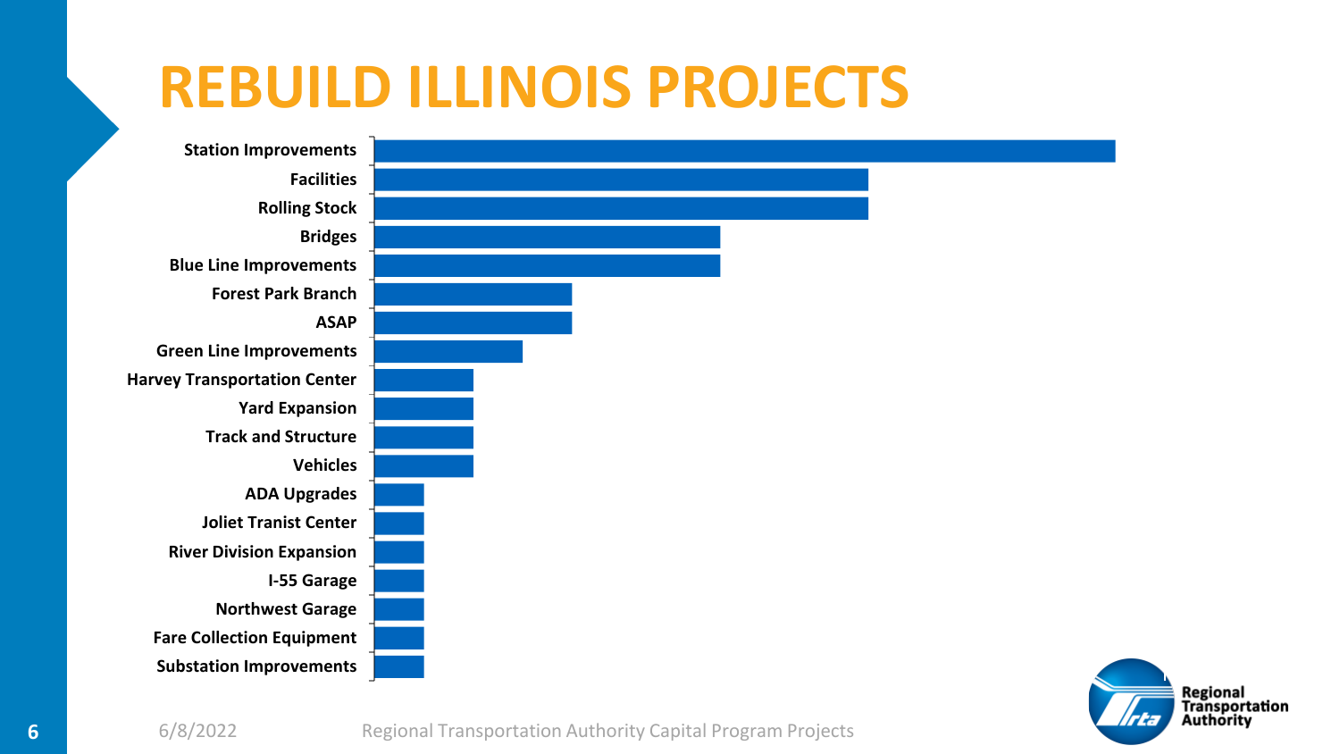# REBUILD ILLINOIS PROJECTS

- Station Improvements
- Facilities
- Rolling Stock
- Bridges
- Blue Line Improvements
- Forest Park Branch
- ASAP
- Green Line Improvements
- Harvey Transportation Center
- Yard Expansion
- Track and Structure
- Vehicles
- ADA Upgrades
- Joliet Tranist Center
- River Division Expansion
- I-55 Garage
- Northwest Garage
- Fare Collection Equipment
- Substation Improvements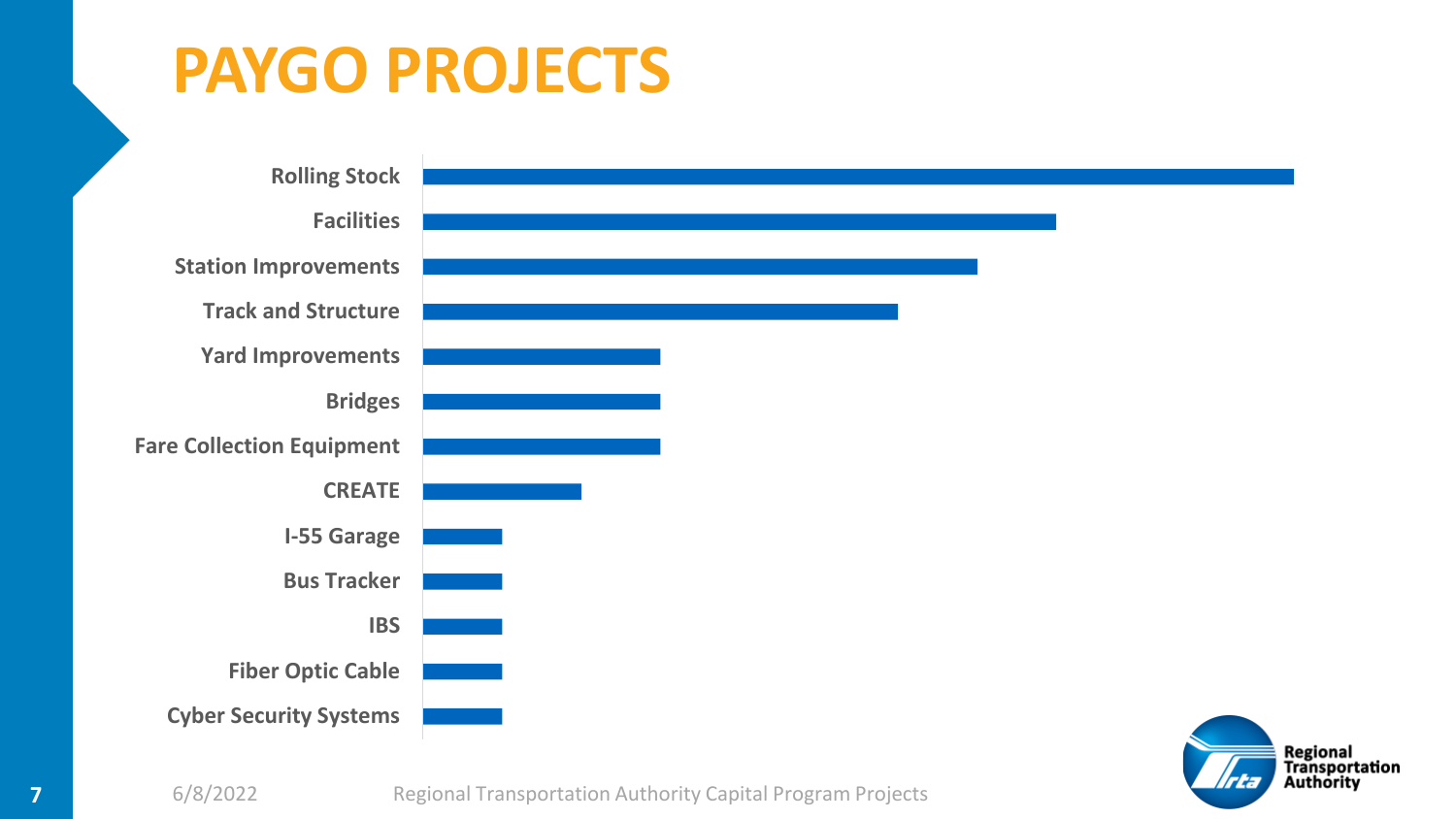# PAYGO PROJECTS

- Rolling Stock
- Facilities
- Station Improvements
- Track and Structure
- Yard Improvements
- Bridges
- Fare Collection Equipment
- CREATE
- I-55 Garage
- Bus Tracker
- IBS
- Fiber Optic Cable
- Cyber Security Systems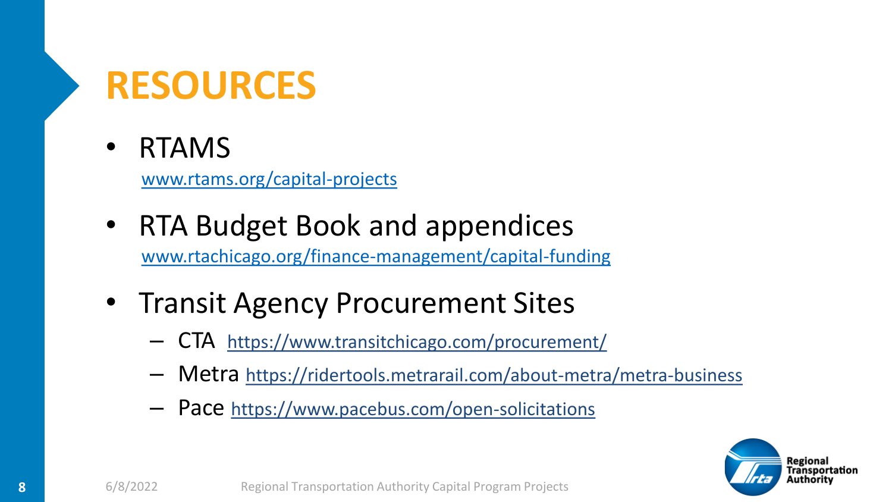# RESOURCES

- RTAMS
  www.rtams.org/capital-projects
- RTA Budget Book and appendices
  www.rtachicago.org/finance-management/capital-funding
- Transit Agency Procurement Sites
  - CTA https://www.transitchicago.com/procurement/
  - Metra https://ridertools.metrarail.com/about-metra/metra-business
  - Pace https://www.pacebus.com/open-solicitations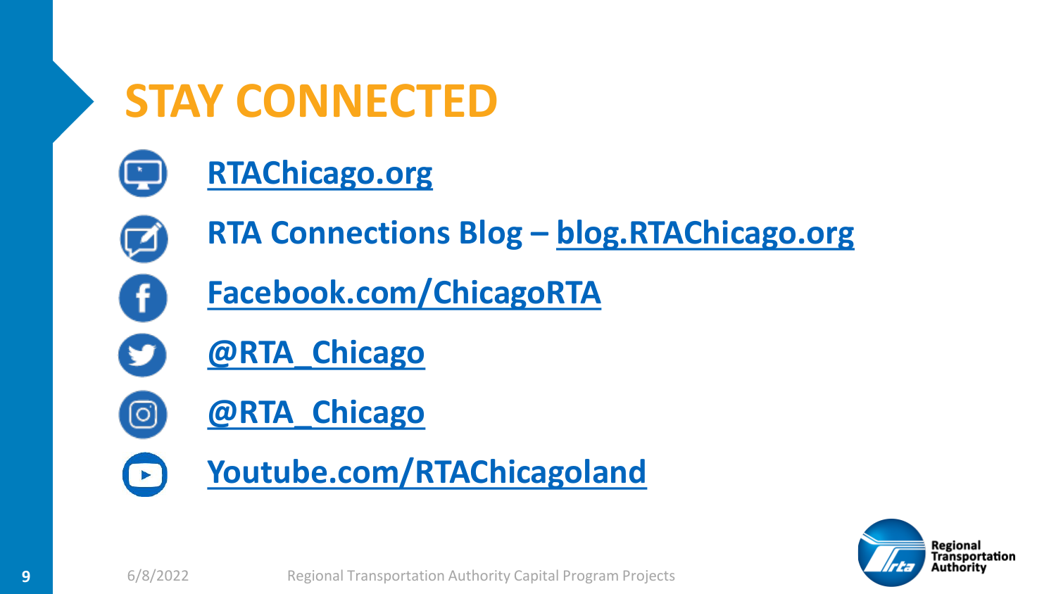# STAY CONNECTED

- RTAChicago.org
- RTA Connections Blog – blog.RTAChicago.org
- Facebook.com/ChicagoRTA
- @RTA_Chicago
- @RTA_Chicago
- Youtube.com/RTAChicagoland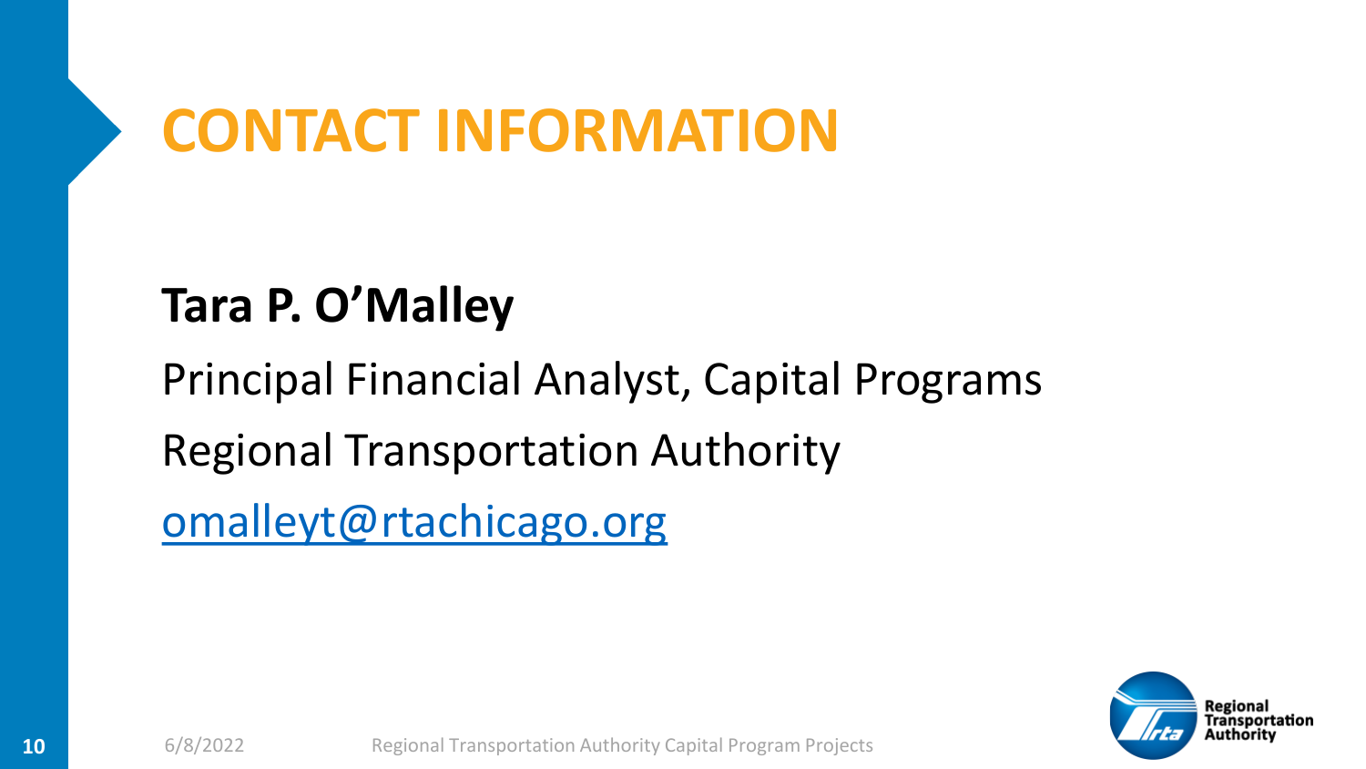# CONTACT INFORMATION

**Tara P. O'Malley**

Principal Financial Analyst, Capital Programs

Regional Transportation Authority

omalleyt@rtachicago.org